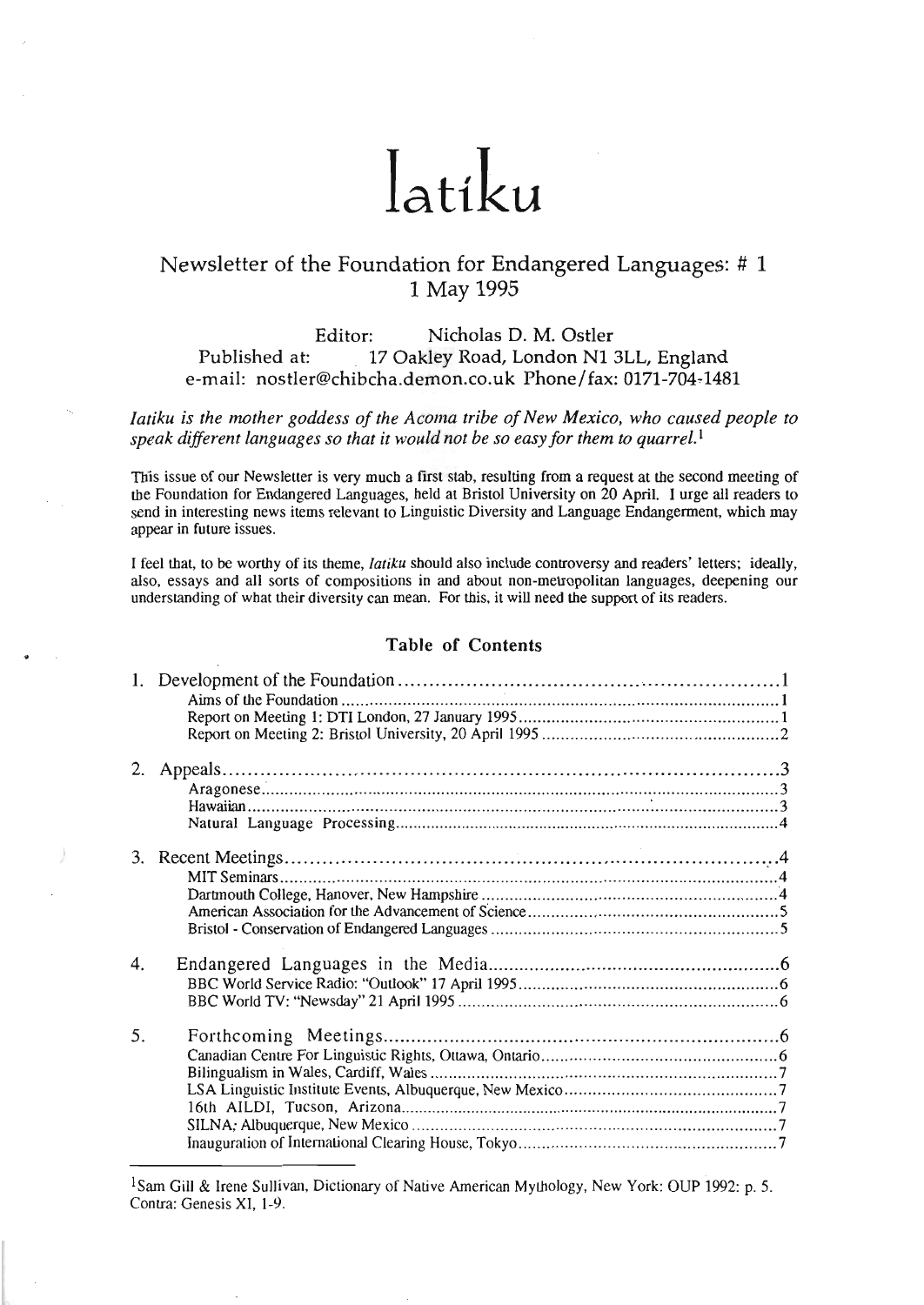# Iatiku

## Newsletter of the Foundation for Endangered Languages: # 1
## 1 May 1995

Editor: Nicholas D. M. Ostler
Published at: 17 Oakley Road, London N1 3LL, England
e-mail: nostler@chibcha.demon.co.uk Phone/fax: 0171-704-1481

*Iatiku is the mother goddess of the Acoma tribe of New Mexico, who caused people to speak different languages so that it would not be so easy for them to quarrel.*[1]

This issue of our Newsletter is very much a first stab, resulting from a request at the second meeting of the Foundation for Endangered Languages, held at Bristol University on 20 April. I urge all readers to send in interesting news items relevant to Linguistic Diversity and Language Endangerment, which may appear in future issues.

I feel that, to be worthy of its theme, *Iatiku* should also include controversy and readers' letters; ideally, also, essays and all sorts of compositions in and about non-metropolitan languages, deepening our understanding of what their diversity can mean. For this, it will need the support of its readers.

### Table of Contents

1. Development of the Foundation ..... 1
   - Aims of the Foundation ..... 1
   - Report on Meeting 1: DTI London, 27 January 1995 ..... 1
   - Report on Meeting 2: Bristol University, 20 April 1995 ..... 2
2. Appeals ..... 3
   - Aragonese ..... 3
   - Hawaiian ..... 3
   - Natural Language Processing ..... 4
3. Recent Meetings ..... 4
   - MIT Seminars ..... 4
   - Dartmouth College, Hanover, New Hampshire ..... 4
   - American Association for the Advancement of Science ..... 5
   - Bristol - Conservation of Endangered Languages ..... 5
4. Endangered Languages in the Media ..... 6
   - BBC World Service Radio: "Outlook" 17 April 1995 ..... 6
   - BBC World TV: "Newsday" 21 April 1995 ..... 6
5. Forthcoming Meetings ..... 6
   - Canadian Centre For Linguistic Rights, Ottawa, Ontario ..... 6
   - Bilingualism in Wales, Cardiff, Wales ..... 7
   - LSA Linguistic Institute Events, Albuquerque, New Mexico ..... 7
   - 16th AILDI, Tucson, Arizona ..... 7
   - SILNA; Albuquerque, New Mexico ..... 7
   - Inauguration of International Clearing House, Tokyo ..... 7

---

[1] Sam Gill & Irene Sullivan, Dictionary of Native American Mythology, New York: OUP 1992: p. 5. Contra: Genesis XI, 1-9.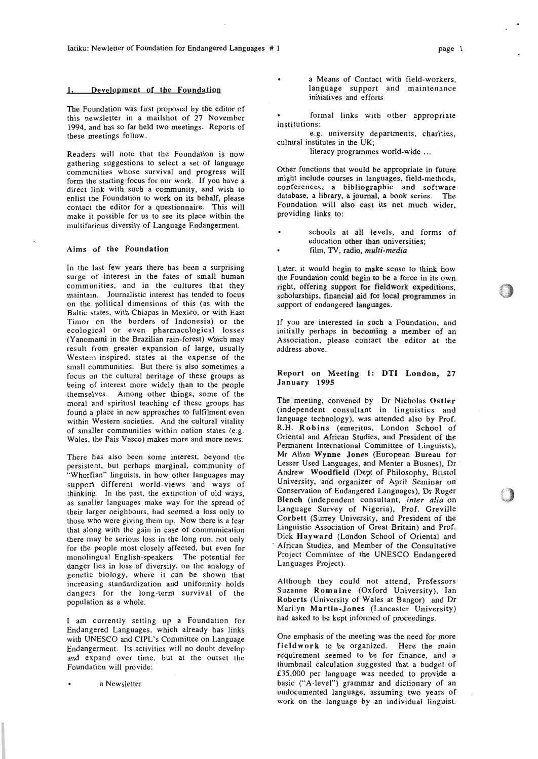## 1. Development of the Foundation

The Foundation was first proposed by the editor of this newsletter in a mailshot of 27 November 1994, and has so far held two meetings. Reports of these meetings follow.

Readers will note that the Foundation is now gathering suggestions to select a set of language communities whose survival and progress will form the starting focus for our work. If you have a direct link with such a community, and wish to enlist the Foundation to work on its behalf, please contact the editor for a questionnaire. This will make it possible for us to see its place within the multifarious diversity of Language Endangerment.

### Aims of the Foundation

In the last few years there has been a surprising surge of interest in the fates of small human communities, and in the cultures that they maintain. Journalistic interest has tended to focus on the political dimensions of this (as with the Baltic states, with Chiapas in Mexico, or with East Timor on the borders of Indonesia) or the ecological or even pharmacological losses (Yanomami in the Brazilian rain-forest) which may result from greater expansion of large, usually Western-inspired, states at the expense of the small communities. But there is also sometimes a focus on the cultural heritage of these groups as being of interest more widely than to the people themselves. Among other things, some of the moral and spiritual teaching of these groups has found a place in new approaches to fulfilment even within Western societies. And the cultural vitality of smaller communities within nation states (e.g. Wales, the Pais Vasco) makes more and more news.

There has also been some interest, beyond the persistent, but perhaps marginal, community of "Whorfian" linguists, in how other languages may support different world-views and ways of thinking. In the past, the extinction of old ways, as smaller languages make way for the spread of their larger neighbours, had seemed a loss only to those who were giving them up. Now there is a fear that along with the gain in ease of communication there may be serious loss in the long run, not only for the people most closely affected, but even for monolingual English-speakers. The potential for danger lies in loss of diversity, on the analogy of genetic biology, where it can be shown that increasing standardization and uniformity holds dangers for the long-term survival of the population as a whole.

I am currently setting up a Foundation for Endangered Languages, which already has links with UNESCO and CIPL's Committee on Language Endangerment. Its activities will no doubt develop and expand over time, but at the outset the Foundation will provide:

- a Newsletter
- a Means of Contact with field-workers, language support and maintenance initiatives and efforts
- formal links with other appropriate institutions;
  e.g. university departments, charities, cultural institutes in the UK;
  literacy programmes world-wide ...

Other functions that would be appropriate in future might include courses in languages, field-methods, conferences, a bibliographic and software database, a library, a journal, a book series. The Foundation will also cast its net much wider, providing links to:

- schools at all levels, and forms of education other than universities;
- film, TV, radio, *multi-media*

Later, it would begin to make sense to think how the Foundation could begin to be a force in its own right, offering support for fieldwork expeditions, scholarships, financial aid for local programmes in support of endangered languages.

If you are interested in such a Foundation, and initially perhaps in becoming a member of an Association, please contact the editor at the address above.

### Report on Meeting 1: DTI London, 27 January 1995

The meeting, convened by Dr Nicholas **Ostler** (independent consultant in linguistics and language technology), was attended also by Prof. R.H. **Robins** (emeritus, London School of Oriental and African Studies, and President of the Permanent International Committee of Linguists), Mr Allan **Wynne Jones** (European Bureau for Lesser Used Languages, and Menter a Busnes), Dr Andrew **Woodfield** (Dept of Philosophy, Bristol University, and organizer of April Seminar on Conservation of Endangered Languages), Dr Roger **Blench** (independent consultant, *inter alia* on Language Survey of Nigeria), Prof. Greville **Corbett** (Surrey University, and President of the Linguistic Association of Great Britain) and Prof. Dick **Hayward** (London School of Oriental and African Studies, and Member of the Consultative Project Committee of the UNESCO Endangered Languages Project).

Although they could not attend, Professors Suzanne **Romaine** (Oxford University), Ian **Roberts** (University of Wales at Bangor) and Dr Marilyn **Martin-Jones** (Lancaster University) had asked to be kept informed of proceedings.

One emphasis of the meeting was the need for more **fieldwork** to be organized. Here the main requirement seemed to be for finance, and a thumbnail calculation suggested that a budget of £35,000 per language was needed to provide a basic ("A-level") grammar and dictionary of an undocumented language, assuming two years of work on the language by an individual linguist.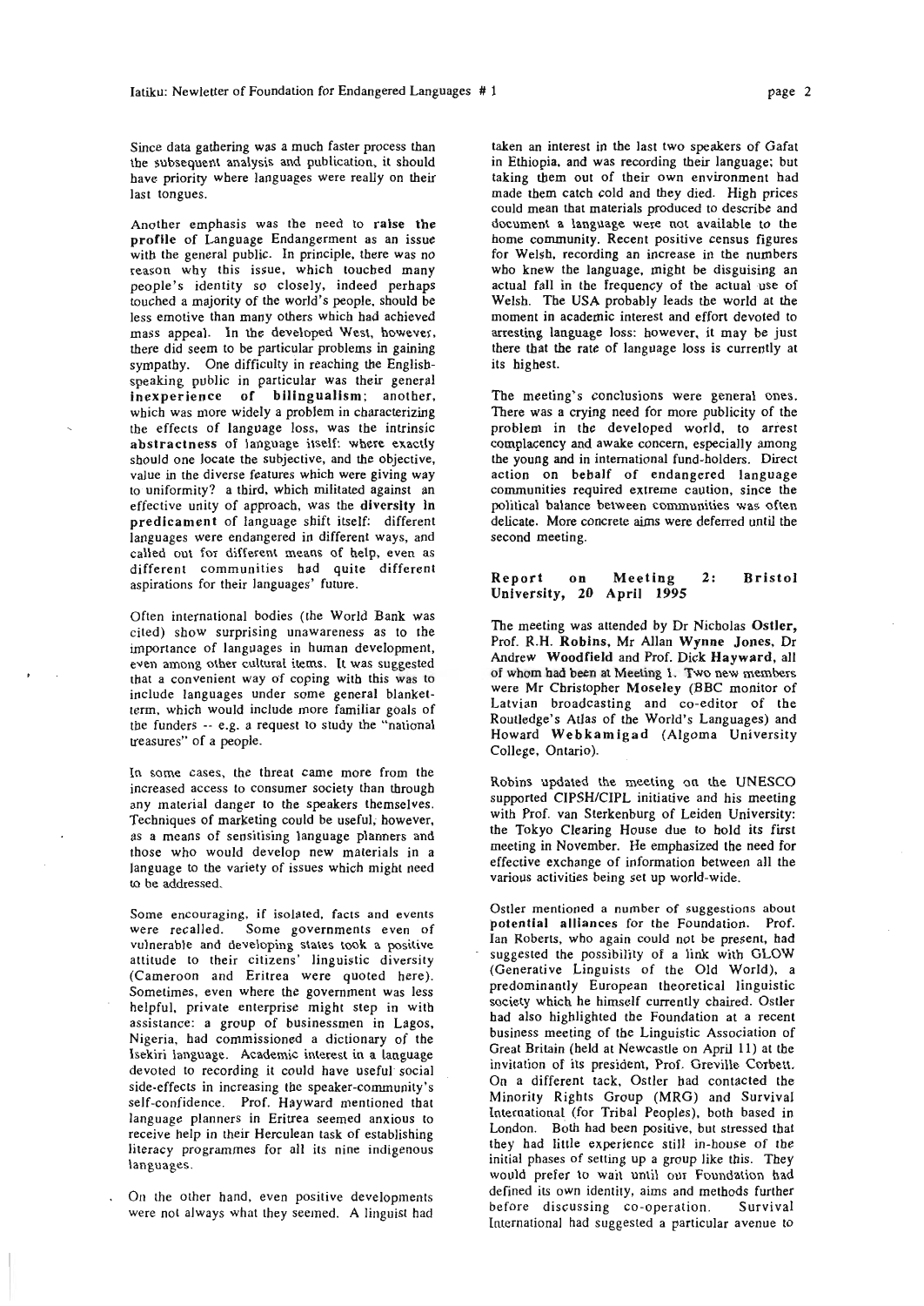Since data gathering was a much faster process than the subsequent analysis and publication, it should have priority where languages were really on their last tongues.

Another emphasis was the need to **raise the profile** of Language Endangerment as an issue with the general public. In principle, there was no reason why this issue, which touched many people's identity so closely, indeed perhaps touched a majority of the world's people, should be less emotive than many others which had achieved mass appeal. In the developed West, however, there did seem to be particular problems in gaining sympathy. One difficulty in reaching the English-speaking public in particular was their general **inexperience of bilingualism**; another, which was more widely a problem in characterizing the effects of language loss, was the intrinsic **abstractness** of language itself: where exactly should one locate the subjective, and the objective, value in the diverse features which were giving way to uniformity? a third, which militated against an effective unity of approach, was the **diversity in predicament** of language shift itself: different languages were endangered in different ways, and called out for different means of help, even as different communities had quite different aspirations for their languages' future.

Often international bodies (the World Bank was cited) show surprising unawareness as to the importance of languages in human development, even among other cultural items. It was suggested that a convenient way of coping with this was to include languages under some general blanket-term, which would include more familiar goals of the funders -- e.g. a request to study the "national treasures" of a people.

In some cases, the threat came more from the increased access to consumer society than through any material danger to the speakers themselves. Techniques of marketing could be useful, however, as a means of sensitising language planners and those who would develop new materials in a language to the variety of issues which might need to be addressed.

Some encouraging, if isolated, facts and events were recalled. Some governments even of vulnerable and developing states took a positive attitude to their citizens' linguistic diversity (Cameroon and Eritrea were quoted here). Sometimes, even where the government was less helpful, private enterprise might step in with assistance: a group of businessmen in Lagos, Nigeria, had commissioned a dictionary of the Isekiri language. Academic interest in a language devoted to recording it could have useful social side-effects in increasing the speaker-community's self-confidence. Prof. Hayward mentioned that language planners in Eritrea seemed anxious to receive help in their Herculean task of establishing literacy programmes for all its nine indigenous languages.

On the other hand, even positive developments were not always what they seemed. A linguist had taken an interest in the last two speakers of Gafat in Ethiopia, and was recording their language; but taking them out of their own environment had made them catch cold and they died. High prices could mean that materials produced to describe and document a language were not available to the home community. Recent positive census figures for Welsh, recording an increase in the numbers who knew the language, might be disguising an actual fall in the frequency of the actual use of Welsh. The USA probably leads the world at the moment in academic interest and effort devoted to arresting language loss: however, it may be just there that the rate of language loss is currently at its highest.

The meeting's conclusions were general ones. There was a crying need for more publicity of the problem in the developed world, to arrest complacency and awake concern, especially among the young and in international fund-holders. Direct action on behalf of endangered language communities required extreme caution, since the political balance between communities was often delicate. More concrete aims were deferred until the second meeting.

## Report on Meeting 2: Bristol University, 20 April 1995

The meeting was attended by Dr Nicholas **Ostler**, Prof. R.H. **Robins**, Mr Allan **Wynne Jones**, Dr Andrew **Woodfield** and Prof. Dick **Hayward**, all of whom had been at Meeting 1. Two new members were Mr Christopher **Moseley** (BBC monitor of Latvian broadcasting and co-editor of the Routledge's Atlas of the World's Languages) and Howard **Webkamigad** (Algoma University College, Ontario).

Robins updated the meeting on the UNESCO supported CIPSH/CIPL initiative and his meeting with Prof. van Sterkenburg of Leiden University: the Tokyo Clearing House due to hold its first meeting in November. He emphasized the need for effective exchange of information between all the various activities being set up world-wide.

Ostler mentioned a number of suggestions about **potential alliances** for the Foundation. Prof. Ian Roberts, who again could not be present, had suggested the possibility of a link with GLOW (Generative Linguists of the Old World), a predominantly European theoretical linguistic society which he himself currently chaired. Ostler had also highlighted the Foundation at a recent business meeting of the Linguistic Association of Great Britain (held at Newcastle on April 11) at the invitation of its president, Prof. Greville Corbett. On a different tack, Ostler had contacted the Minority Rights Group (MRG) and Survival International (for Tribal Peoples), both based in London. Both had been positive, but stressed that they had little experience still in-house of the initial phases of setting up a group like this. They would prefer to wait until our Foundation had defined its own identity, aims and methods further before discussing co-operation. Survival International had suggested a particular avenue to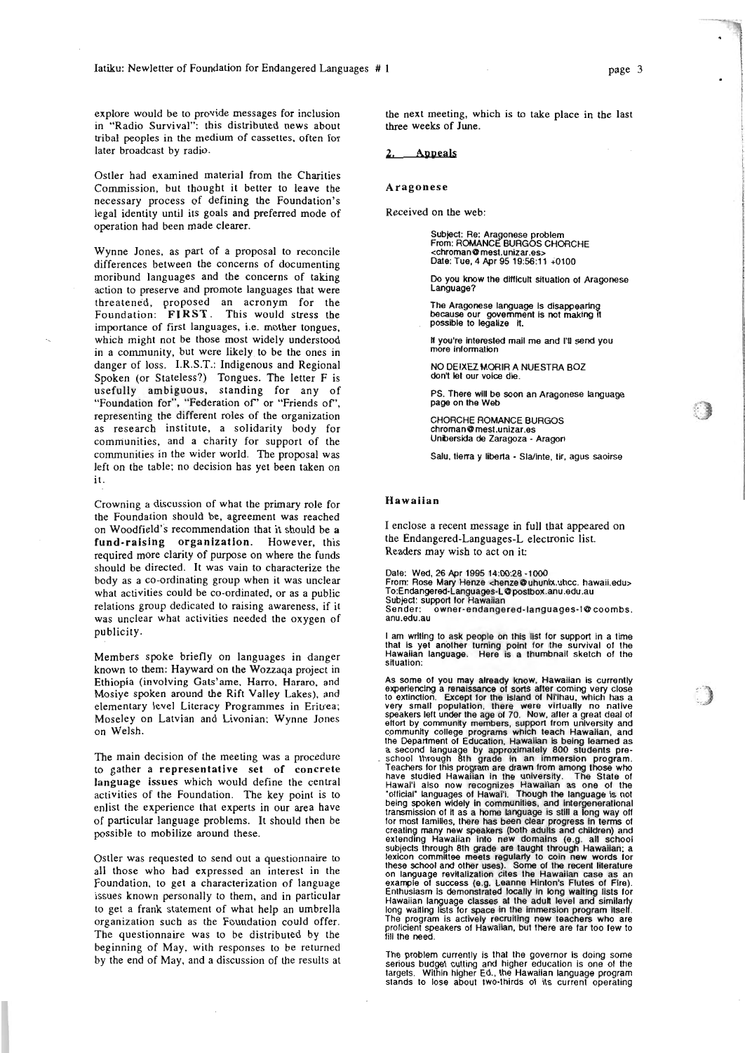explore would be to provide messages for inclusion in "Radio Survival": this distributed news about tribal peoples in the medium of cassettes, often for later broadcast by radio.

Ostler had examined material from the Charities Commission, but thought it better to leave the necessary process of defining the Foundation's legal identity until its goals and preferred mode of operation had been made clearer.

Wynne Jones, as part of a proposal to reconcile differences between the concerns of documenting moribund languages and the concerns of taking action to preserve and promote languages that were threatened, proposed an acronym for the Foundation: **FIRST**. This would stress the importance of first languages, i.e. mother tongues, which might not be those most widely understood in a community, but were likely to be the ones in danger of loss. I.R.S.T.: Indigenous and Regional Spoken (or Stateless?) Tongues. The letter F is usefully ambiguous, standing for any of "Foundation for", "Federation of" or "Friends of", representing the different roles of the organization as research institute, a solidarity body for communities, and a charity for support of the communities in the wider world. The proposal was left on the table; no decision has yet been taken on it.

Crowning a discussion of what the primary role for the Foundation should be, agreement was reached on Woodfield's recommendation that it should be a **fund-raising organization**. However, this required more clarity of purpose on where the funds should be directed. It was vain to characterize the body as a co-ordinating group when it was unclear what activities could be co-ordinated, or as a public relations group dedicated to raising awareness, if it was unclear what activities needed the oxygen of publicity.

Members spoke briefly on languages in danger known to them: Hayward on the Wozzaqa project in Ethiopia (involving Gats'ame, Harro, Hararo, and Mosiye spoken around the Rift Valley Lakes), and elementary level Literacy Programmes in Eritrea; Moseley on Latvian and Livonian; Wynne Jones on Welsh.

The main decision of the meeting was a procedure to gather a **representative set of concrete language issues** which would define the central activities of the Foundation. The key point is to enlist the experience that experts in our area have of particular language problems. It should then be possible to mobilize around these.

Ostler was requested to send out a questionnaire to all those who had expressed an interest in the Foundation, to get a characterization of language issues known personally to them, and in particular to get a frank statement of what help an umbrella organization such as the Foundation could offer. The questionnaire was to be distributed by the beginning of May, with responses to be returned by the end of May, and a discussion of the results at the next meeting, which is to take place in the last three weeks of June.

## 2. Appeals

### Aragonese

Received on the web:

> Subject: Re: Aragonese problem
> From: ROMANCE BURGOS CHORCHE
> <chroman@mest.unizar.es>
> Date: Tue, 4 Apr 95 19:56:11 +0100
>
> Do you know the difficult situation of Aragonese Language?
>
> The Aragonese language is disappearing because our government is not making it possible to legalize it.
>
> If you're interested mail me and I'll send you more information
>
> NO DEIXEZ MORIR A NUESTRA BOZ
> don't let our voice die.
>
> PS. There will be soon an Aragonese language page on the Web
>
> CHORCHE ROMANCE BURGOS
> chroman@mest.unizar.es
> Unibersida de Zaragoza - Aragon
>
> Salu, tierra y liberta - Sla/inte, tir, agus saoirse

### Hawaiian

I enclose a recent message in full that appeared on the Endangered-Languages-L electronic list. Readers may wish to act on it:

> Date: Wed, 26 Apr 1995 14:00:28 -1000
> From: Rose Mary Henze <henze@uhunix.uhcc.hawaii.edu>
> To:Endangered-Languages-L@postbox.anu.edu.au
> Subject: support for Hawaiian
> Sender: owner-endangered-languages-l@coombs.anu.edu.au
>
> I am writing to ask people on this list for support in a time that is yet another turning point for the survival of the Hawaiian language. Here is a thumbnail sketch of the situation:
>
> As some of you may already know, Hawaiian is currently experiencing a renaissance of sorts after coming very close to extinction. Except for the island of Ni'ihau, which has a very small population, there were virtually no native speakers left under the age of 70. Now, after a great deal of effort by community members, support from university and community college programs which teach Hawaiian, and the Department of Education, Hawaiian is being learned as a second language by approximately 800 students pre-school through 8th grade in an immersion program. Teachers for this program are drawn from among those who have studied Hawaiian in the university. The State of Hawai'i also now recognizes Hawaiian as one of the "official" languages of Hawai'i. Though the language is not being spoken widely in communities, and intergenerational transmission of it as a home language is still a long way off for most families, there has been clear progress in terms of creating many new speakers (both adults and children) and extending Hawaiian into new domains (e.g. all school subjects through 8th grade are taught through Hawaiian; a lexicon committee meets regularly to coin new words for these school and other uses). Some of the recent literature on language revitalization cites the Hawaiian case as an example of success (e.g. Leanne Hinton's Flutes of Fire). Enthusiasm is demonstrated locally in long waiting lists for Hawaiian language classes at the adult level and similarly long waiting lists for space in the immersion program itself. The program is actively recruiting new teachers who are proficient speakers of Hawaiian, but there are far too few to fill the need.
>
> The problem currently is that the governor is doing some serious budget cutting and higher education is one of the targets. Within higher Ed., the Hawaiian language program stands to lose about two-thirds of its current operating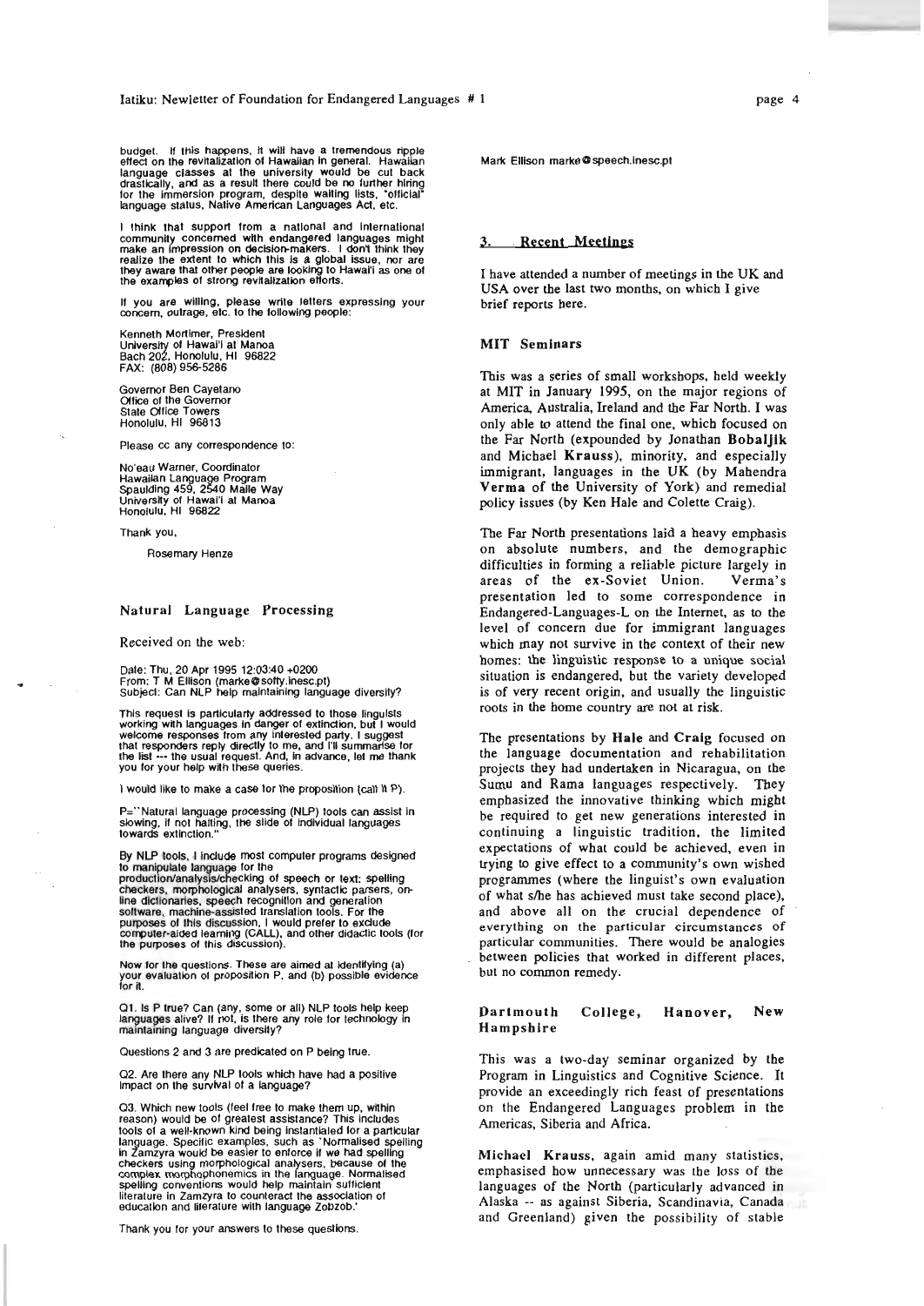budget. If this happens, it will have a tremendous ripple effect on the revitalization of Hawaiian in general. Hawaiian language classes at the university would be cut back drastically, and as a result there could be no further hiring for the immersion program, despite waiting lists, "official" language status, Native American Languages Act, etc.

I think that support from a national and international community concerned with endangered languages might make an impression on decision-makers. I don't think they realize the extent to which this is a global issue, nor are they aware that other people are looking to Hawai'i as one of the examples of strong revitalization efforts.

If you are willing, please write letters expressing your concern, outrage, etc. to the following people:

Kenneth Mortimer, President
University of Hawai'i at Manoa
Bach 202, Honolulu, HI 96822
FAX: (808) 956-5286

Governor Ben Cayetano
Office of the Governor
State Office Towers
Honolulu, HI 96813

Please cc any correspondence to:

No'eau Warner, Coordinator
Hawaiian Language Program
Spaulding 459, 2540 Maile Way
University of Hawai'i at Manoa
Honolulu, HI 96822

Thank you,

Rosemary Henze

### Natural Language Processing

Received on the web:

Date: Thu, 20 Apr 1995 12:03:40 +0200
From: T M Ellison (marke@softy.inesc.pt)
Subject: Can NLP help maintaining language diversity?

This request is particularly addressed to those linguists working with languages in danger of extinction, but I would welcome responses from any interested party. I suggest that responders reply directly to me, and I'll summarise for the list --- the usual request. And, in advance, let me thank you for your help with these queries.

I would like to make a case for the proposition (call it P).

P="Natural language processing (NLP) tools can assist in slowing, if not halting, the slide of individual languages towards extinction."

By NLP tools, I include most computer programs designed to manipulate language for the production/analysis/checking of speech or text: spelling checkers, morphological analysers, syntactic parsers, on-line dictionaries, speech recognition and generation software, machine-assisted translation tools. For the purposes of this discussion, I would prefer to exclude computer-aided learning (CALL), and other didactic tools (for the purposes of this discussion).

Now for the questions. These are aimed at identifying (a) your evaluation of proposition P, and (b) possible evidence for it.

Q1. Is P true? Can (any, some or all) NLP tools help keep languages alive? If not, is there any role for technology in maintaining language diversity?

Questions 2 and 3 are predicated on P being true.

Q2. Are there any NLP tools which have had a positive impact on the survival of a language?

Q3. Which new tools (feel free to make them up, within reason) would be of greatest assistance? This includes tools of a well-known kind being instantiated for a particular language. Specific examples, such as 'Normalised spelling in Zamzyra would be easier to enforce if we had spelling checkers using morphological analysers, because of the complex morphophonemics in the language. Normalised spelling conventions would help maintain sufficient literature in Zamzyra to counteract the association of education and literature with language Zobzob.'

Thank you for your answers to these questions.

Mark Ellison marke@speech.inesc.pt

## 3. Recent Meetings

I have attended a number of meetings in the UK and USA over the last two months, on which I give brief reports here.

### MIT Seminars

This was a series of small workshops, held weekly at MIT in January 1995, on the major regions of America, Australia, Ireland and the Far North. I was only able to attend the final one, which focused on the Far North (expounded by Jonathan **Bobaljik** and Michael **Krauss**), minority, and especially immigrant, languages in the UK (by Mahendra **Verma** of the University of York) and remedial policy issues (by Ken Hale and Colette Craig).

The Far North presentations laid a heavy emphasis on absolute numbers, and the demographic difficulties in forming a reliable picture largely in areas of the ex-Soviet Union. Verma's presentation led to some correspondence in Endangered-Languages-L on the Internet, as to the level of concern due for immigrant languages which may not survive in the context of their new homes: the linguistic response to a unique social situation is endangered, but the variety developed is of very recent origin, and usually the linguistic roots in the home country are not at risk.

The presentations by **Hale** and **Craig** focused on the language documentation and rehabilitation projects they had undertaken in Nicaragua, on the Sumu and Rama languages respectively. They emphasized the innovative thinking which might be required to get new generations interested in continuing a linguistic tradition, the limited expectations of what could be achieved, even in trying to give effect to a community's own wished programmes (where the linguist's own evaluation of what s/he has achieved must take second place), and above all on the crucial dependence of everything on the particular circumstances of particular communities. There would be analogies between policies that worked in different places, but no common remedy.

### Dartmouth College, Hanover, New Hampshire

This was a two-day seminar organized by the Program in Linguistics and Cognitive Science. It provide an exceedingly rich feast of presentations on the Endangered Languages problem in the Americas, Siberia and Africa.

**Michael Krauss**, again amid many statistics, emphasised how unnecessary was the loss of the languages of the North (particularly advanced in Alaska -- as against Siberia, Scandinavia, Canada and Greenland) given the possibility of stable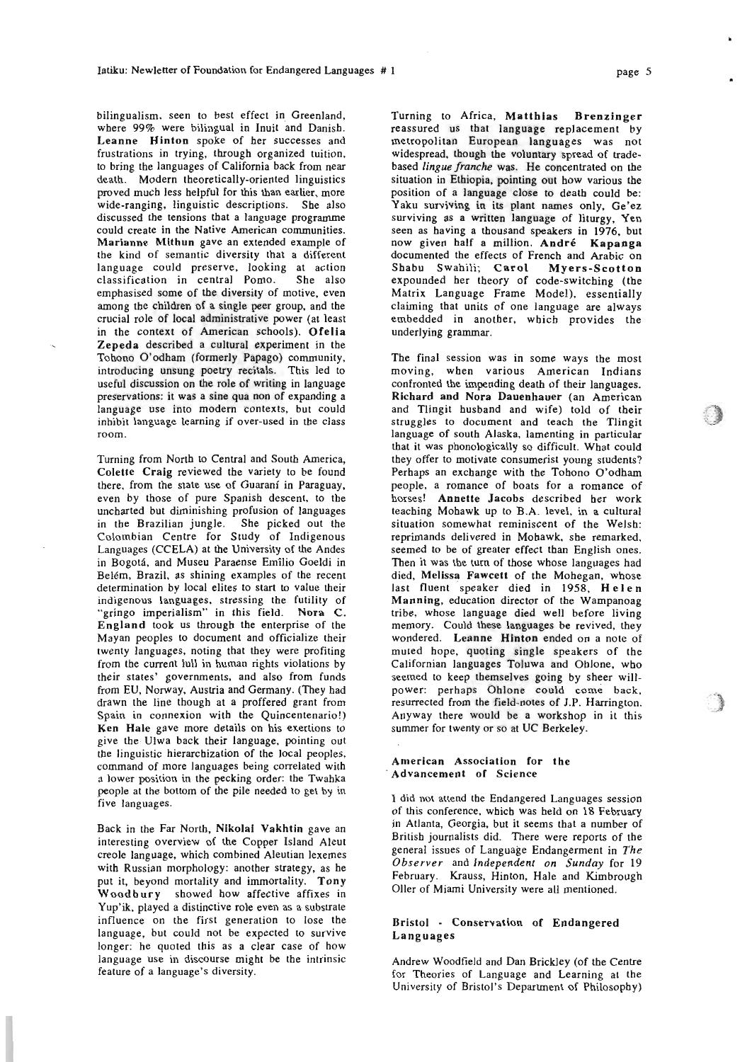bilingualism, seen to best effect in Greenland, where 99% were bilingual in Inuit and Danish. **Leanne Hinton** spoke of her successes and frustrations in trying, through organized tuition, to bring the languages of California back from near death. Modern theoretically-oriented linguistics proved much less helpful for this than earlier, more wide-ranging, linguistic descriptions. She also discussed the tensions that a language programme could create in the Native American communities. **Marianne Mithun** gave an extended example of the kind of semantic diversity that a different language could preserve, looking at action classification in central Pomo. She also emphasised some of the diversity of motive, even among the children of a single peer group, and the crucial role of local administrative power (at least in the context of American schools). **Ofelia Zepeda** described a cultural experiment in the Tohono O'odham (formerly Papago) community, introducing unsung poetry recitals. This led to useful discussion on the role of writing in language preservations: it was a sine qua non of expanding a language use into modern contexts, but could inhibit language learning if over-used in the class room.

Turning from North to Central and South America, **Colette Craig** reviewed the variety to be found there, from the state use of Guaraní in Paraguay, even by those of pure Spanish descent, to the uncharted but diminishing profusion of languages in the Brazilian jungle. She picked out the Colombian Centre for Study of Indigenous Languages (CCELA) at the University of the Andes in Bogotá, and Museu Paraense Emílio Goeldi in Belém, Brazil, as shining examples of the recent determination by local elites to start to value their indigenous languages, stressing the futility of "gringo imperialism" in this field. **Nora C. England** took us through the enterprise of the Mayan peoples to document and officialize their twenty languages, noting that they were profiting from the current lull in human rights violations by their states' governments, and also from funds from EU, Norway, Austria and Germany. (They had drawn the line though at a proffered grant from Spain in connexion with the Quincentenario!) **Ken Hale** gave more details on his exertions to give the Ulwa back their language, pointing out the linguistic hierarchization of the local peoples, command of more languages being correlated with a lower position in the pecking order: the Twahka people at the bottom of the pile needed to get by in five languages.

Back in the Far North, **Nikolai Vakhtin** gave an interesting overview of the Copper Island Aleut creole language, which combined Aleutian lexemes with Russian morphology: another strategy, as he put it, beyond mortality and immortality. **Tony Woodbury** showed how affective affixes in Yup'ik, played a distinctive role even as a substrate influence on the first generation to lose the language, but could not be expected to survive longer: he quoted this as a clear case of how language use in discourse might be the intrinsic feature of a language's diversity.

Turning to Africa, **Matthias Brenzinger** reassured us that language replacement by metropolitan European languages was not widespread, though the voluntary spread of trade-based *lingue franche* was. He concentrated on the situation in Ethiopia, pointing out how various the position of a language close to death could be: Yaku surviving in its plant names only, Ge'ez surviving as a written language of liturgy, Yen seen as having a thousand speakers in 1976, but now given half a million. **André Kapanga** documented the effects of French and Arabic on Shabu Swahili; **Carol Myers-Scotton** expounded her theory of code-switching (the Matrix Language Frame Model), essentially claiming that units of one language are always embedded in another, which provides the underlying grammar.

The final session was in some ways the most moving, when various American Indians confronted the impending death of their languages. **Richard and Nora Dauenhauer** (an American and Tlingit husband and wife) told of their struggles to document and teach the Tlingit language of south Alaska, lamenting in particular that it was phonologically so difficult. What could they offer to motivate consumerist young students? Perhaps an exchange with the Tohono O'odham people, a romance of boats for a romance of horses! **Annette Jacobs** described her work teaching Mohawk up to B.A. level, in a cultural situation somewhat reminiscent of the Welsh: reprimands delivered in Mohawk, she remarked, seemed to be of greater effect than English ones. Then it was the turn of those whose languages had died, **Melissa Fawcett** of the Mohegan, whose last fluent speaker died in 1958, **Helen Manning**, education director of the Wampanoag tribe, whose language died well before living memory. Could these languages be revived, they wondered. **Leanne Hinton** ended on a note of muted hope, quoting single speakers of the Californian languages Toluwa and Ohlone, who seemed to keep themselves going by sheer will-power: perhaps Ohlone could come back, resurrected from the field-notes of J.P. Harrington. Anyway there would be a workshop in it this summer for twenty or so at UC Berkeley.

### American Association for the Advancement of Science

I did not attend the Endangered Languages session of this conference, which was held on 18 February in Atlanta, Georgia, but it seems that a number of British journalists did. There were reports of the general issues of Language Endangerment in *The Observer* and *Independent on Sunday* for 19 February. Krauss, Hinton, Hale and Kimbrough Oller of Miami University were all mentioned.

### Bristol - Conservation of Endangered Languages

Andrew Woodfield and Dan Brickley (of the Centre for Theories of Language and Learning at the University of Bristol's Department of Philosophy)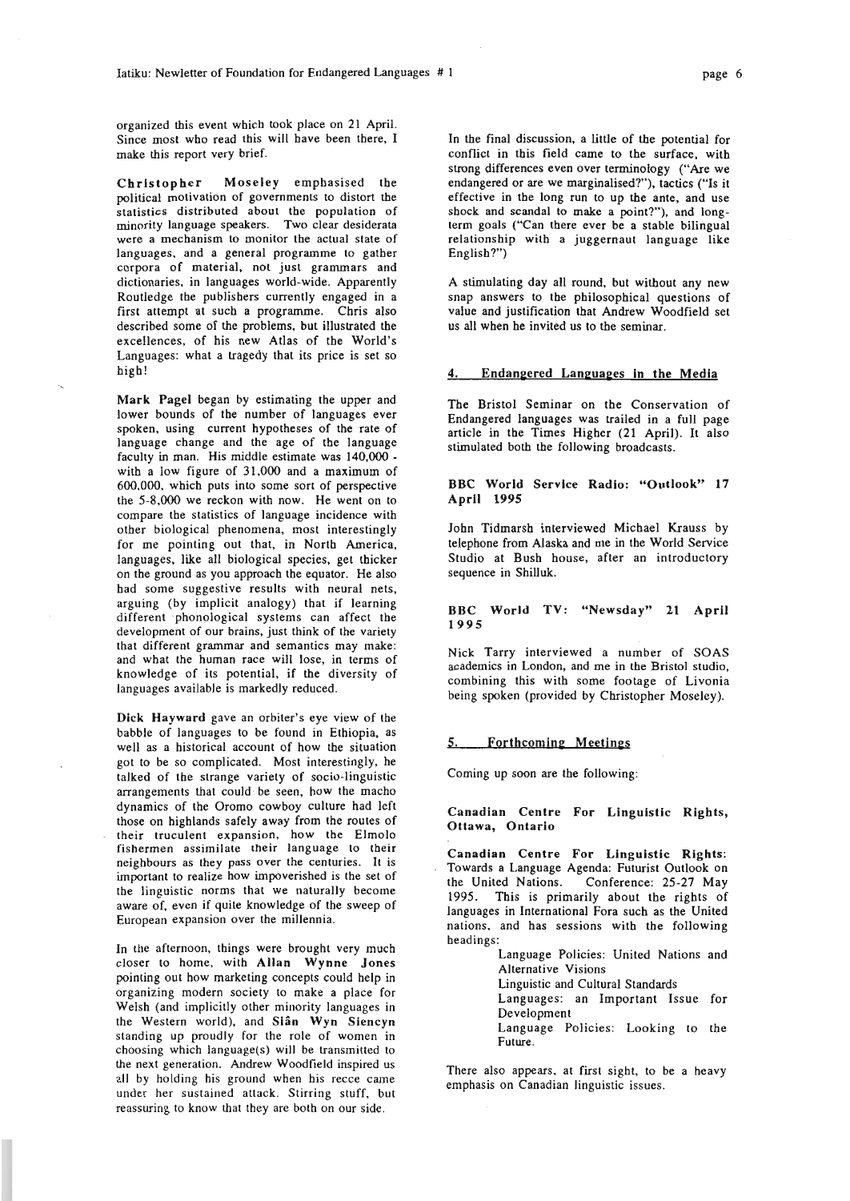organized this event which took place on 21 April. Since most who read this will have been there, I make this report very brief.

**Christopher Moseley** emphasised the political motivation of governments to distort the statistics distributed about the population of minority language speakers. Two clear desiderata were a mechanism to monitor the actual state of languages, and a general programme to gather corpora of material, not just grammars and dictionaries, in languages world-wide. Apparently Routledge the publishers currently engaged in a first attempt at such a programme. Chris also described some of the problems, but illustrated the excellences, of his new Atlas of the World's Languages: what a tragedy that its price is set so high!

**Mark Pagel** began by estimating the upper and lower bounds of the number of languages ever spoken, using current hypotheses of the rate of language change and the age of the language faculty in man. His middle estimate was 140,000 - with a low figure of 31,000 and a maximum of 600,000, which puts into some sort of perspective the 5-8,000 we reckon with now. He went on to compare the statistics of language incidence with other biological phenomena, most interestingly for me pointing out that, in North America, languages, like all biological species, get thicker on the ground as you approach the equator. He also had some suggestive results with neural nets, arguing (by implicit analogy) that if learning different phonological systems can affect the development of our brains, just think of the variety that different grammar and semantics may make: and what the human race will lose, in terms of knowledge of its potential, if the diversity of languages available is markedly reduced.

**Dick Hayward** gave an orbiter's eye view of the babble of languages to be found in Ethiopia, as well as a historical account of how the situation got to be so complicated. Most interestingly, he talked of the strange variety of socio-linguistic arrangements that could be seen, how the macho dynamics of the Oromo cowboy culture had left those on highlands safely away from the routes of their truculent expansion, how the Elmolo fishermen assimilate their language to their neighbours as they pass over the centuries. It is important to realize how impoverished is the set of the linguistic norms that we naturally become aware of, even if quite knowledge of the sweep of European expansion over the millennia.

In the afternoon, things were brought very much closer to home, with **Allan Wynne Jones** pointing out how marketing concepts could help in organizing modern society to make a place for Welsh (and implicitly other minority languages in the Western world), and **Siân Wyn Siencyn** standing up proudly for the role of women in choosing which language(s) will be transmitted to the next generation. Andrew Woodfield inspired us all by holding his ground when his recce came under her sustained attack. Stirring stuff, but reassuring to know that they are both on our side.

In the final discussion, a little of the potential for conflict in this field came to the surface, with strong differences even over terminology ("Are we endangered or are we marginalised?"), tactics ("Is it effective in the long run to up the ante, and use shock and scandal to make a point?"), and long-term goals ("Can there ever be a stable bilingual relationship with a juggernaut language like English?")

A stimulating day all round, but without any new snap answers to the philosophical questions of value and justification that Andrew Woodfield set us all when he invited us to the seminar.

## 4. Endangered Languages in the Media

The Bristol Seminar on the Conservation of Endangered languages was trailed in a full page article in the Times Higher (21 April). It also stimulated both the following broadcasts.

### BBC World Service Radio: "Outlook" 17 April 1995

John Tidmarsh interviewed Michael Krauss by telephone from Alaska and me in the World Service Studio at Bush house, after an introductory sequence in Shilluk.

### BBC World TV: "Newsday" 21 April 1995

Nick Tarry interviewed a number of SOAS academics in London, and me in the Bristol studio, combining this with some footage of Livonia being spoken (provided by Christopher Moseley).

## 5. Forthcoming Meetings

Coming up soon are the following:

### Canadian Centre For Linguistic Rights, Ottawa, Ontario

**Canadian Centre For Linguistic Rights:** Towards a Language Agenda: Futurist Outlook on the United Nations. Conference: 25-27 May 1995. This is primarily about the rights of languages in International Fora such as the United nations, and has sessions with the following headings:

- Language Policies: United Nations and Alternative Visions
- Linguistic and Cultural Standards
- Languages: an Important Issue for Development
- Language Policies: Looking to the Future.

There also appears, at first sight, to be a heavy emphasis on Canadian linguistic issues.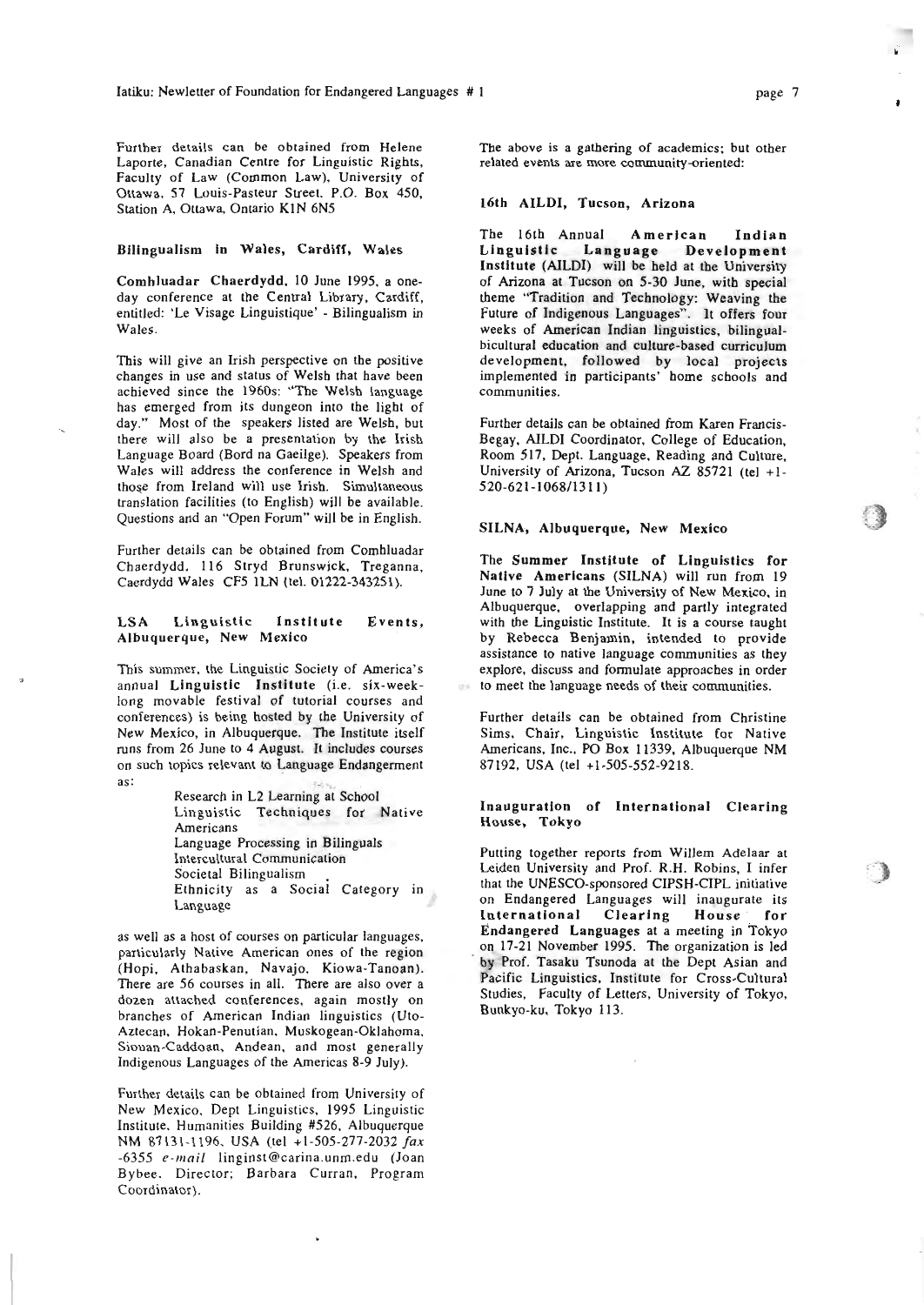Further details can be obtained from Helene Laporte, Canadian Centre for Linguistic Rights, Faculty of Law (Common Law), University of Ottawa, 57 Louis-Pasteur Street, P.O. Box 450, Station A, Ottawa, Ontario K1N 6N5

### Bilingualism in Wales, Cardiff, Wales

**Comhluadar Chaerdydd**, 10 June 1995, a one-day conference at the Central Library, Cardiff, entitled: 'Le Visage Linguistique' - Bilingualism in Wales.

This will give an Irish perspective on the positive changes in use and status of Welsh that have been achieved since the 1960s: "The Welsh language has emerged from its dungeon into the light of day." Most of the speakers listed are Welsh, but there will also be a presentation by the Irish Language Board (Bord na Gaeilge). Speakers from Wales will address the conference in Welsh and those from Ireland will use Irish. Simultaneous translation facilities (to English) will be available. Questions and an "Open Forum" will be in English.

Further details can be obtained from Comhluadar Chaerdydd, 116 Stryd Brunswick, Treganna, Caerdydd Wales CF5 1LN (tel. 01222-343251).

### LSA Linguistic Institute Events, Albuquerque, New Mexico

This summer, the Linguistic Society of America's annual **Linguistic Institute** (i.e. six-week-long movable festival of tutorial courses and conferences) is being hosted by the University of New Mexico, in Albuquerque. The Institute itself runs from 26 June to 4 August. It includes courses on such topics relevant to Language Endangerment as:

- Research in L2 Learning at School
- Linguistic Techniques for Native Americans
- Language Processing in Bilinguals
- Intercultural Communication
- Societal Bilingualism
- Ethnicity as a Social Category in Language

as well as a host of courses on particular languages, particularly Native American ones of the region (Hopi, Athabaskan, Navajo, Kiowa-Tanoan). There are 56 courses in all. There are also over a dozen attached conferences, again mostly on branches of American Indian linguistics (Uto-Aztecan, Hokan-Penutian, Muskogean-Oklahoma, Siouan-Caddoan, Andean, and most generally Indigenous Languages of the Americas 8-9 July).

Further details can be obtained from University of New Mexico, Dept Linguistics, 1995 Linguistic Institute, Humanities Building #526, Albuquerque NM 87131-1196, USA (tel +1-505-277-2032 *fax* -6355 *e-mail* linginst@carina.unm.edu (Joan Bybee, Director; Barbara Curran, Program Coordinator).

The above is a gathering of academics; but other related events are more community-oriented:

### 16th AILDI, Tucson, Arizona

The 16th Annual **American Indian Linguistic Language Development Institute (AILDI)** will be held at the University of Arizona at Tucson on 5-30 June, with special theme "Tradition and Technology: Weaving the Future of Indigenous Languages". It offers four weeks of American Indian linguistics, bilingual-bicultural education and culture-based curriculum development, followed by local projects implemented in participants' home schools and communities.

Further details can be obtained from Karen Francis-Begay, AILDI Coordinator, College of Education, Room 517, Dept. Language, Reading and Culture, University of Arizona, Tucson AZ 85721 (tel +1-520-621-1068/1311)

### SILNA, Albuquerque, New Mexico

The **Summer Institute of Linguistics for Native Americans** (SILNA) will run from 19 June to 7 July at the University of New Mexico, in Albuquerque, overlapping and partly integrated with the Linguistic Institute. It is a course taught by Rebecca Benjamin, intended to provide assistance to native language communities as they explore, discuss and formulate approaches in order to meet the language needs of their communities.

Further details can be obtained from Christine Sims, Chair, Linguistic Institute for Native Americans, Inc., PO Box 11339, Albuquerque NM 87192, USA (tel +1-505-552-9218.

### Inauguration of International Clearing House, Tokyo

Putting together reports from Willem Adelaar at Leiden University and Prof. R.H. Robins, I infer that the UNESCO-sponsored CIPSH-CIPL initiative on Endangered Languages will inaugurate its **International Clearing House for Endangered Languages** at a meeting in Tokyo on 17-21 November 1995. The organization is led by Prof. Tasaku Tsunoda at the Dept Asian and Pacific Linguistics, Institute for Cross-Cultural Studies, Faculty of Letters, University of Tokyo, Bunkyo-ku, Tokyo 113.